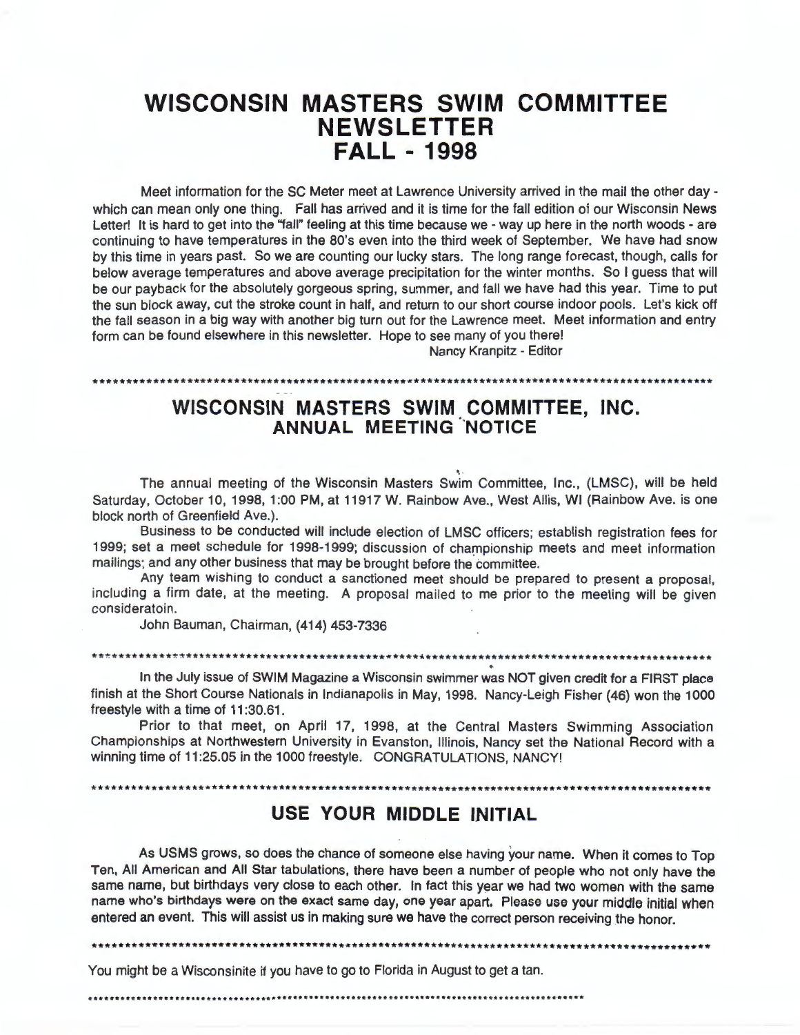# WISCONSIN MASTERS SWIM COMMITTEE NEWSLETTER FALL - 1998

Meet information for the SC Meter meet at Lawrence University arrived in the mail the other day - which can mean only one thing. Fall has arrived and it is time for the fall edition of our Wisconsin News Letter! It is hard to get into the "fall" feeling at this time because we - way up here in the north woods - are continuing to have temperatures in the 80's even into the third week of September. We have had snow by this time in years past. So we are counting our lucky stars. The long range forecast, though, calls for below average temperatures and above average precipitation for the winter months. So I guess that will be our payback for the absolutely gorgeous spring, summer, and fall we have had this year. Time to put the sun block away, cut the stroke count in half, and return to our short course indoor pools. Let's kick off the fall season in a big way with another big turn out for the Lawrence meet. Meet information and entry form can be found elsewhere in this newsletter. Hope to see many of you there!

Nancy Kranpitz - Editor

***

## WISCONSIN MASTERS SWIM COMMITTEE, INC.
### ANNUAL MEETING NOTICE

The annual meeting of the Wisconsin Masters Swim Committee, Inc., (LMSC), will be held Saturday, October 10, 1998, 1:00 PM, at 11917 W. Rainbow Ave., West Allis, WI (Rainbow Ave. is one block north of Greenfield Ave.).

Business to be conducted will include election of LMSC officers; establish registration fees for 1999; set a meet schedule for 1998-1999; discussion of championship meets and meet information mailings; and any other business that may be brought before the committee.

Any team wishing to conduct a sanctioned meet should be prepared to present a proposal, including a firm date, at the meeting. A proposal mailed to me prior to the meeting will be given consideratoin.

John Bauman, Chairman, (414) 453-7336

***

In the July issue of SWIM Magazine a Wisconsin swimmer was NOT given credit for a FIRST place finish at the Short Course Nationals in Indianapolis in May, 1998. Nancy-Leigh Fisher (46) won the 1000 freestyle with a time of 11:30.61.

Prior to that meet, on April 17, 1998, at the Central Masters Swimming Association Championships at Northwestern University in Evanston, Illinois, Nancy set the National Record with a winning time of 11:25.05 in the 1000 freestyle. CONGRATULATIONS, NANCY!

***

## USE YOUR MIDDLE INITIAL

As USMS grows, so does the chance of someone else having your name. When it comes to Top Ten, All American and All Star tabulations, there have been a number of people who not only have the same name, but birthdays very close to each other. In fact this year we had two women with the same name who's birthdays were on the exact same day, one year apart. Please use your middle initial when entered an event. This will assist us in making sure we have the correct person receiving the honor.

***

You might be a Wisconsinite if you have to go to Florida in August to get a tan.

***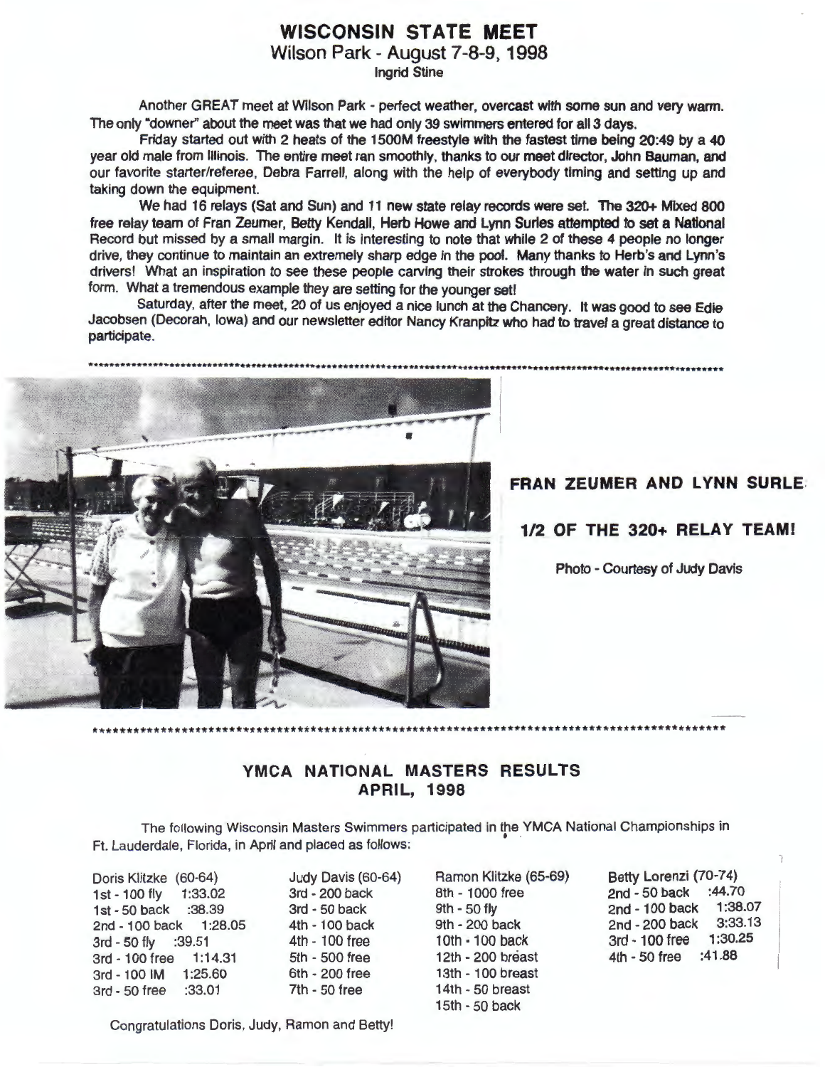# WISCONSIN STATE MEET

## Wilson Park - August 7-8-9, 1998

**Ingrid Stine**

Another GREAT meet at Wilson Park - perfect weather, overcast with some sun and very warm. The only "downer" about the meet was that we had only 39 swimmers entered for all 3 days.

Friday started out with 2 heats of the 1500M freestyle with the fastest time being 20:49 by a 40 year old male from Illinois. The entire meet ran smoothly, thanks to our meet director, John Bauman, and our favorite starter/referee, Debra Farrell, along with the help of everybody timing and setting up and taking down the equipment.

We had 16 relays (Sat and Sun) and 11 new state relay records were set. The 320+ Mixed 800 free relay team of Fran Zeumer, Betty Kendall, Herb Howe and Lynn Surles attempted to set a National Record but missed by a small margin. It is interesting to note that while 2 of these 4 people no longer drive, they continue to maintain an extremely sharp edge in the pool. Many thanks to Herb's and Lynn's drivers! What an inspiration to see these people carving their strokes through the water in such great form. What a tremendous example they are setting for the younger set!

Saturday, after the meet, 20 of us enjoyed a nice lunch at the Chancery. It was good to see Edie Jacobsen (Decorah, Iowa) and our newsletter editor Nancy Kranpitz who had to travel a great distance to participate.

**FRAN ZEUMER AND LYNN SURLE**

**1/2 OF THE 320+ RELAY TEAM!**

Photo - Courtesy of Judy Davis

## YMCA NATIONAL MASTERS RESULTS
## APRIL, 1998

The following Wisconsin Masters Swimmers participated in the YMCA National Championships in Ft. Lauderdale, Florida, in April and placed as follows:

**Doris Klitzke (60-64)**
- 1st - 100 fly 1:33.02
- 1st - 50 back :38.39
- 2nd - 100 back 1:28.05
- 3rd - 50 fly :39.51
- 3rd - 100 free 1:14.31
- 3rd - 100 IM 1:25.60
- 3rd - 50 free :33.01

**Judy Davis (60-64)**
- 3rd - 200 back
- 3rd - 50 back
- 4th - 100 back
- 4th - 100 free
- 5th - 500 free
- 6th - 200 free
- 7th - 50 free

**Ramon Klitzke (65-69)**
- 8th - 1000 free
- 9th - 50 fly
- 9th - 200 back
- 10th - 100 back
- 12th - 200 breast
- 13th - 100 breast
- 14th - 50 breast
- 15th - 50 back

**Betty Lorenzi (70-74)**
- 2nd - 50 back :44.70
- 2nd - 100 back 1:38.07
- 2nd - 200 back 3:33.13
- 3rd - 100 free 1:30.25
- 4th - 50 free :41.88

Congratulations Doris, Judy, Ramon and Betty!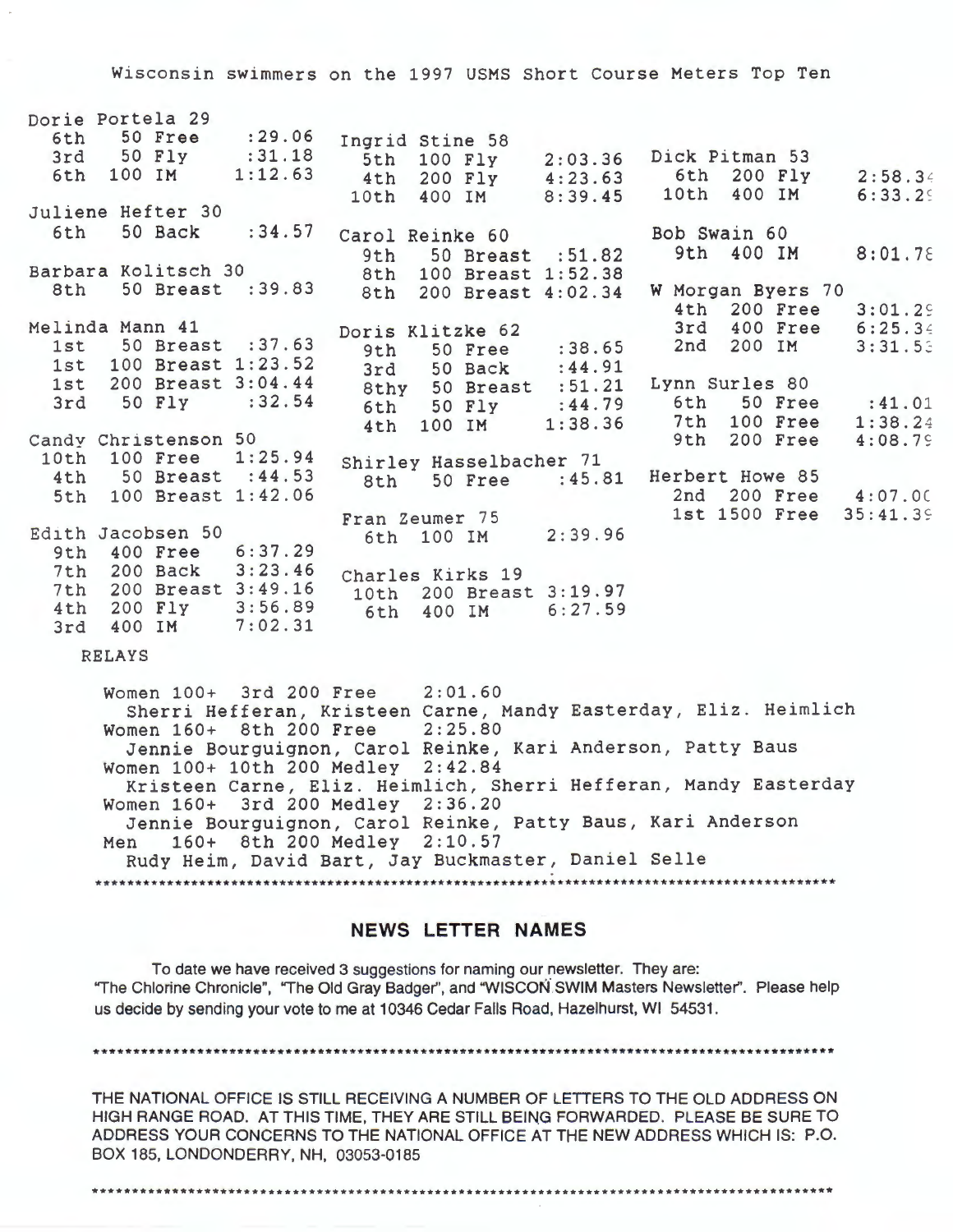Wisconsin swimmers on the 1997 USMS Short Course Meters Top Ten

**Dorie Portela 29**
- 6th 50 Free :29.06
- 3rd 50 Fly :31.18
- 6th 100 IM 1:12.63

**Juliene Hefter 30**
- 6th 50 Back :34.57

**Barbara Kolitsch 30**
- 8th 50 Breast :39.83

**Melinda Mann 41**
- 1st 50 Breast :37.63
- 1st 100 Breast 1:23.52
- 1st 200 Breast 3:04.44
- 3rd 50 Fly :32.54

**Candy Christenson 50**
- 10th 100 Free 1:25.94
- 4th 50 Breast :44.53
- 5th 100 Breast 1:42.06

**Edith Jacobsen 50**
- 9th 400 Free 6:37.29
- 7th 200 Back 3:23.46
- 7th 200 Breast 3:49.16
- 4th 200 Fly 3:56.89
- 3rd 400 IM 7:02.31

**Ingrid Stine 58**
- 5th 100 Fly 2:03.36
- 4th 200 Fly 4:23.63
- 10th 400 IM 8:39.45

**Carol Reinke 60**
- 9th 50 Breast :51.82
- 8th 100 Breast 1:52.38
- 8th 200 Breast 4:02.34

**Doris Klitzke 62**
- 9th 50 Free :38.65
- 3rd 50 Back :44.91
- 8thy 50 Breast :51.21
- 6th 50 Fly :44.79
- 4th 100 IM 1:38.36

**Shirley Hasselbacher 71**
- 8th 50 Free :45.81

**Fran Zeumer 75**
- 6th 100 IM 2:39.96

**Charles Kirks 19**
- 10th 200 Breast 3:19.97
- 6th 400 IM 6:27.59

**Dick Pitman 53**
- 6th 200 Fly 2:58.34
- 10th 400 IM 6:33.29

**Bob Swain 60**
- 9th 400 IM 8:01.78

**W Morgan Byers 70**
- 4th 200 Free 3:01.29
- 3rd 400 Free 6:25.34
- 2nd 200 IM 3:31.53

**Lynn Surles 80**
- 6th 50 Free :41.01
- 7th 100 Free 1:38.24
- 9th 200 Free 4:08.79

**Herbert Howe 85**
- 2nd 200 Free 4:07.00
- 1st 1500 Free 35:41.39

RELAYS

Women 100+ 3rd 200 Free 2:01.60
Sherri Hefferan, Kristeen Carne, Mandy Easterday, Eliz. Heimlich

Women 160+ 8th 200 Free 2:25.80
Jennie Bourguignon, Carol Reinke, Kari Anderson, Patty Baus

Women 100+ 10th 200 Medley 2:42.84
Kristeen Carne, Eliz. Heimlich, Sherri Hefferan, Mandy Easterday

Women 160+ 3rd 200 Medley 2:36.20
Jennie Bourguignon, Carol Reinke, Patty Baus, Kari Anderson

Men 160+ 8th 200 Medley 2:10.57
Rudy Heim, David Bart, Jay Buckmaster, Daniel Selle

******************************************************************************************

## NEWS LETTER NAMES

To date we have received 3 suggestions for naming our newsletter. They are: "The Chlorine Chronicle", "The Old Gray Badger", and "WISCONSIN SWIM Masters Newsletter". Please help us decide by sending your vote to me at 10346 Cedar Falls Road, Hazelhurst, WI 54531.

******************************************************************************************

THE NATIONAL OFFICE IS STILL RECEIVING A NUMBER OF LETTERS TO THE OLD ADDRESS ON HIGH RANGE ROAD. AT THIS TIME, THEY ARE STILL BEING FORWARDED. PLEASE BE SURE TO ADDRESS YOUR CONCERNS TO THE NATIONAL OFFICE AT THE NEW ADDRESS WHICH IS: P.O. BOX 185, LONDONDERRY, NH, 03053-0185

******************************************************************************************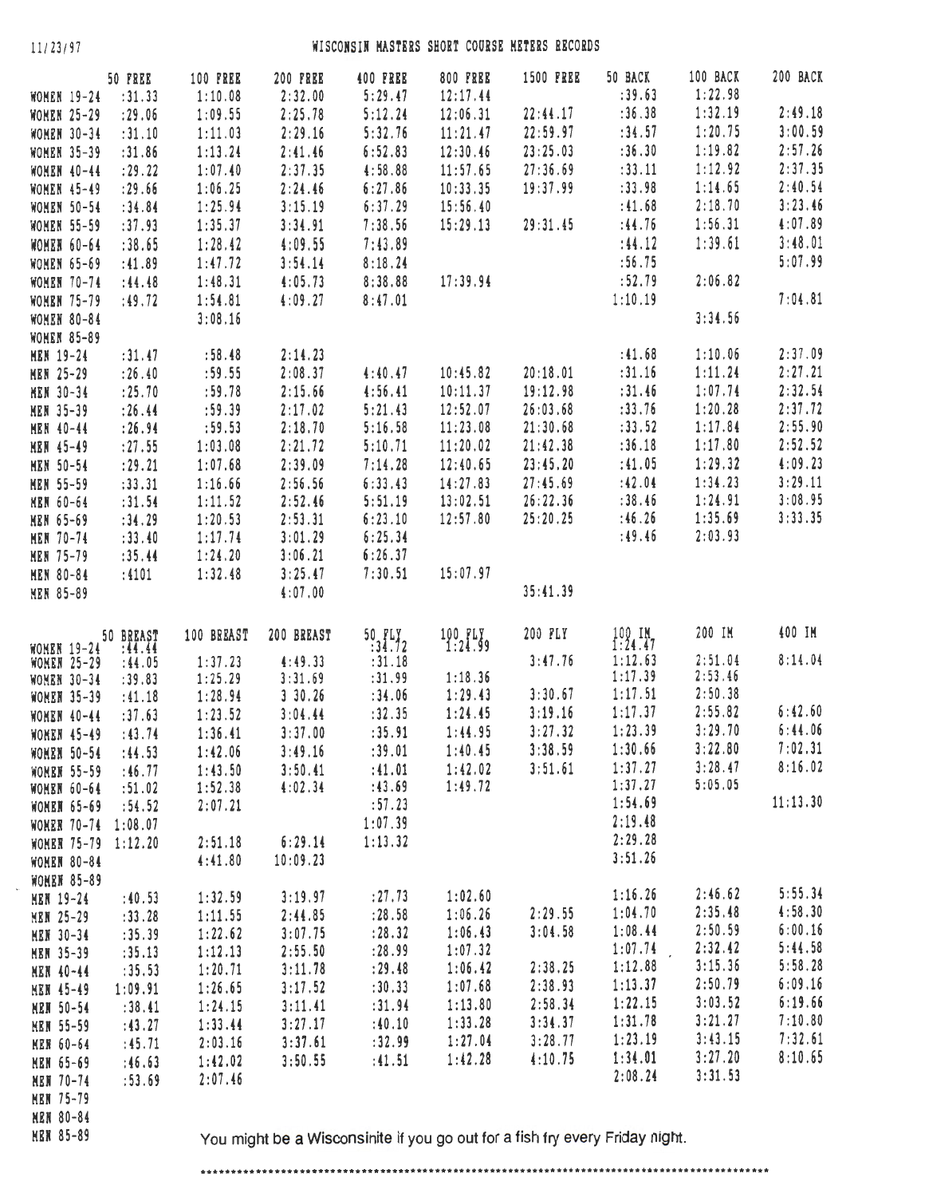11/23/97

# WISCONSIN MASTERS SHORT COURSE METERS RECORDS

| | 50 FREE | 100 FREE | 200 FREE | 400 FREE | 800 FREE | 1500 FREE | 50 BACK | 100 BACK | 200 BACK |
|---|---|---|---|---|---|---|---|---|---|
| WOMEN 19-24 | :31.33 | 1:10.08 | 2:32.00 | 5:29.47 | 12:17.44 | | :39.63 | 1:22.98 | |
| WOMEN 25-29 | :29.06 | 1:09.55 | 2:25.78 | 5:12.24 | 12:06.31 | 22:44.17 | :36.38 | 1:32.19 | 2:49.18 |
| WOMEN 30-34 | :31.10 | 1:11.03 | 2:29.16 | 5:32.76 | 11:21.47 | 22:59.97 | :34.57 | 1:20.75 | 3:00.59 |
| WOMEN 35-39 | :31.86 | 1:13.24 | 2:41.46 | 6:52.83 | 12:30.46 | 23:25.03 | :36.30 | 1:19.82 | 2:57.26 |
| WOMEN 40-44 | :29.22 | 1:07.40 | 2:37.35 | 4:58.88 | 11:57.65 | 27:36.69 | :33.11 | 1:12.92 | 2:37.35 |
| WOMEN 45-49 | :29.66 | 1:06.25 | 2:24.46 | 6:27.86 | 10:33.35 | 19:37.99 | :33.98 | 1:14.65 | 2:40.54 |
| WOMEN 50-54 | :34.84 | 1:25.94 | 3:15.19 | 6:37.29 | 15:56.40 | | :41.68 | 2:18.70 | 3:23.46 |
| WOMEN 55-59 | :37.93 | 1:35.37 | 3:34.91 | 7:38.56 | 15:29.13 | 29:31.45 | :44.76 | 1:56.31 | 4:07.89 |
| WOMEN 60-64 | :38.65 | 1:28.42 | 4:09.55 | 7:43.89 | | | :44.12 | 1:39.61 | 3:48.01 |
| WOMEN 65-69 | :41.89 | 1:47.72 | 3:54.14 | 8:18.24 | | | :56.75 | | 5:07.99 |
| WOMEN 70-74 | :44.48 | 1:48.31 | 4:05.73 | 8:38.88 | 17:39.94 | | :52.79 | 2:06.82 | |
| WOMEN 75-79 | :49.72 | 1:54.81 | 4:09.27 | 8:47.01 | | | 1:10.19 | | 7:04.81 |
| WOMEN 80-84 | | 3:08.16 | | | | | | 3:34.56 | |
| WOMEN 85-89 | | | | | | | | | |
| MEN 19-24 | :31.47 | :58.48 | 2:14.23 | | | | :41.68 | 1:10.06 | 2:37.09 |
| MEN 25-29 | :26.40 | :59.55 | 2:08.37 | 4:40.47 | 10:45.82 | 20:18.01 | :31.16 | 1:11.24 | 2:27.21 |
| MEN 30-34 | :25.70 | :59.78 | 2:15.66 | 4:56.41 | 10:11.37 | 19:12.98 | :31.46 | 1:07.74 | 2:32.54 |
| MEN 35-39 | :26.44 | :59.39 | 2:17.02 | 5:21.43 | 12:52.07 | 26:03.68 | :33.76 | 1:20.28 | 2:37.72 |
| MEN 40-44 | :26.94 | :59.53 | 2:18.70 | 5:16.58 | 11:23.08 | 21:30.68 | :33.52 | 1:17.84 | 2:55.90 |
| MEN 45-49 | :27.55 | 1:03.08 | 2:21.72 | 5:10.71 | 11:20.02 | 21:42.38 | :36.18 | 1:17.80 | 2:52.52 |
| MEN 50-54 | :29.21 | 1:07.68 | 2:39.09 | 7:14.28 | 12:40.65 | 23:45.20 | :41.05 | 1:29.32 | 4:09.23 |
| MEN 55-59 | :33.31 | 1:16.66 | 2:56.56 | 6:33.43 | 14:27.83 | 27:45.69 | :42.04 | 1:34.23 | 3:29.11 |
| MEN 60-64 | :31.54 | 1:11.52 | 2:52.46 | 5:51.19 | 13:02.51 | 26:22.36 | :38.46 | 1:24.91 | 3:08.95 |
| MEN 65-69 | :34.29 | 1:20.53 | 2:53.31 | 6:23.10 | 12:57.80 | 25:20.25 | :46.26 | 1:35.69 | 3:33.35 |
| MEN 70-74 | :33.40 | 1:17.74 | 3:01.29 | 6:25.34 | | | :49.46 | 2:03.93 | |
| MEN 75-79 | :35.44 | 1:24.20 | 3:06.21 | 6:26.37 | | | | | |
| MEN 80-84 | :4101 | 1:32.48 | 3:25.47 | 7:30.51 | 15:07.97 | | | | |
| MEN 85-89 | | | 4:07.00 | | | 35:41.39 | | | |

| | 50 BREAST | 100 BREAST | 200 BREAST | 50 FLY | 100 FLY | 200 FLY | 100 IM | 200 IM | 400 IM |
|---|---|---|---|---|---|---|---|---|---|
| WOMEN 19-24 | :44.44 | | | :34.72 | 1:24.99 | | 1:24.47 | | |
| WOMEN 25-29 | :44.05 | 1:37.23 | 4:49.33 | :31.18 | | 3:47.76 | 1:12.63 | 2:51.04 | 8:14.04 |
| WOMEN 30-34 | :39.83 | 1:25.29 | 3:31.69 | :31.99 | 1:18.36 | | 1:17.39 | 2:53.46 | |
| WOMEN 35-39 | :41.18 | 1:28.94 | 3 30.26 | :34.06 | 1:29.43 | 3:30.67 | 1:17.51 | 2:50.38 | |
| WOMEN 40-44 | :37.63 | 1:23.52 | 3:04.44 | :32.35 | 1:24.45 | 3:19.16 | 1:17.37 | 2:55.82 | 6:42.60 |
| WOMEN 45-49 | :43.74 | 1:36.41 | 3:37.00 | :35.91 | 1:44.95 | 3:27.32 | 1:23.39 | 3:29.70 | 6:44.06 |
| WOMEN 50-54 | :44.53 | 1:42.06 | 3:49.16 | :39.01 | 1:40.45 | 3:38.59 | 1:30.66 | 3:22.80 | 7:02.31 |
| WOMEN 55-59 | :46.77 | 1:43.50 | 3:50.41 | :41.01 | 1:42.02 | 3:51.61 | 1:37.27 | 3:28.47 | 8:16.02 |
| WOMEN 60-64 | :51.02 | 1:52.38 | 4:02.34 | :43.69 | 1:49.72 | | 1:37.27 | 5:05.05 | |
| WOMEN 65-69 | :54.52 | 2:07.21 | | :57.23 | | | 1:54.69 | | 11:13.30 |
| WOMEN 70-74 | 1:08.07 | | | 1:07.39 | | | 2:19.48 | | |
| WOMEN 75-79 | 1:12.20 | 2:51.18 | 6:29.14 | 1:13.32 | | | 2:29.28 | | |
| WOMEN 80-84 | | 4:41.80 | 10:09.23 | | | | 3:51.26 | | |
| WOMEN 85-89 | | | | | | | | | |
| MEN 19-24 | :40.53 | 1:32.59 | 3:19.97 | :27.73 | 1:02.60 | | 1:16.26 | 2:46.62 | 5:55.34 |
| MEN 25-29 | :33.28 | 1:11.55 | 2:44.85 | :28.58 | 1:06.26 | 2:29.55 | 1:04.70 | 2:35.48 | 4:58.30 |
| MEN 30-34 | :35.39 | 1:22.62 | 3:07.75 | :28.32 | 1:06.43 | 3:04.58 | 1:08.44 | 2:50.59 | 6:00.16 |
| MEN 35-39 | :35.13 | 1:12.13 | 2:55.50 | :28.99 | 1:07.32 | | 1:07.74 | 2:32.42 | 5:44.58 |
| MEN 40-44 | :35.53 | 1:20.71 | 3:11.78 | :29.48 | 1:06.42 | 2:38.25 | 1:12.88 | 3:15.36 | 5:58.28 |
| MEN 45-49 | 1:09.91 | 1:26.65 | 3:17.52 | :30.33 | 1:07.68 | 2:38.93 | 1:13.37 | 2:50.79 | 6:09.16 |
| MEN 50-54 | :38.41 | 1:24.15 | 3:11.41 | :31.94 | 1:13.80 | 2:58.34 | 1:22.15 | 3:03.52 | 6:19.66 |
| MEN 55-59 | :43.27 | 1:33.44 | 3:27.17 | :40.10 | 1:33.28 | 3:34.37 | 1:31.78 | 3:21.27 | 7:10.80 |
| MEN 60-64 | :45.71 | 2:03.16 | 3:37.61 | :32.99 | 1:27.04 | 3:28.77 | 1:23.19 | 3:43.15 | 7:32.61 |
| MEN 65-69 | :46.63 | 1:42.02 | 3:50.55 | :41.51 | 1:42.28 | 4:10.75 | 1:34.01 | 3:27.20 | 8:10.65 |
| MEN 70-74 | :53.69 | 2:07.46 | | | | | 2:08.24 | 3:31.53 | |
| MEN 75-79 | | | | | | | | | |
| MEN 80-84 | | | | | | | | | |
| MEN 85-89 | | | | | | | | | |

You might be a Wisconsinite if you go out for a fish fry every Friday night.

************************************************************************************************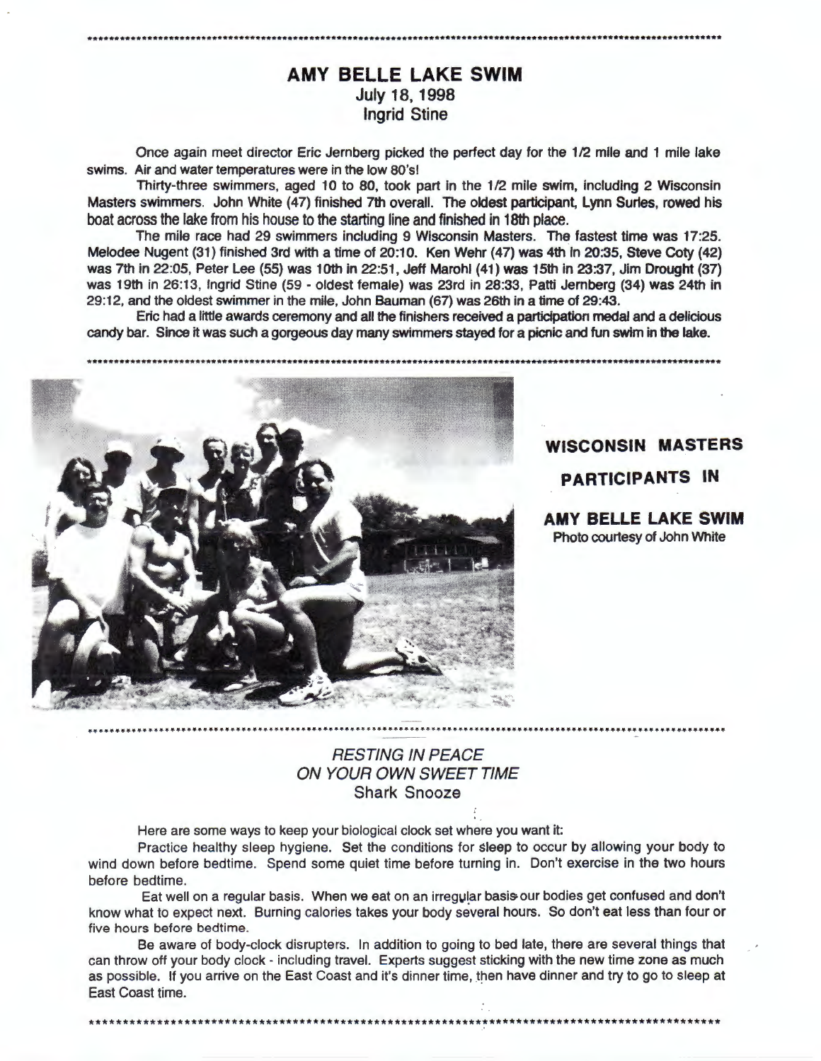## AMY BELLE LAKE SWIM
July 18, 1998
Ingrid Stine

Once again meet director Eric Jernberg picked the perfect day for the 1/2 mile and 1 mile lake swims. Air and water temperatures were in the low 80's!

Thirty-three swimmers, aged 10 to 80, took part in the 1/2 mile swim, including 2 Wisconsin Masters swimmers. John White (47) finished 7th overall. The oldest participant, Lynn Surles, rowed his boat across the lake from his house to the starting line and finished in 18th place.

The mile race had 29 swimmers including 9 Wisconsin Masters. The fastest time was 17:25. Melodee Nugent (31) finished 3rd with a time of 20:10. Ken Wehr (47) was 4th in 20:35, Steve Coty (42) was 7th in 22:05, Peter Lee (55) was 10th in 22:51, Jeff Marohl (41) was 15th in 23:37, Jim Drought (37) was 19th in 26:13, Ingrid Stine (59 - oldest female) was 23rd in 28:33, Patti Jernberg (34) was 24th in 29:12, and the oldest swimmer in the mile, John Bauman (67) was 26th in a time of 29:43.

Eric had a little awards ceremony and all the finishers received a participation medal and a delicious candy bar. Since it was such a gorgeous day many swimmers stayed for a picnic and fun swim in the lake.

**WISCONSIN MASTERS PARTICIPANTS IN AMY BELLE LAKE SWIM**
Photo courtesy of John White

## *RESTING IN PEACE ON YOUR OWN SWEET TIME*
Shark Snooze

Here are some ways to keep your biological clock set where you want it:

Practice healthy sleep hygiene. Set the conditions for sleep to occur by allowing your body to wind down before bedtime. Spend some quiet time before turning in. Don't exercise in the two hours before bedtime.

Eat well on a regular basis. When we eat on an irregular basis our bodies get confused and don't know what to expect next. Burning calories takes your body several hours. So don't eat less than four or five hours before bedtime.

Be aware of body-clock disrupters. In addition to going to bed late, there are several things that can throw off your body clock - including travel. Experts suggest sticking with the new time zone as much as possible. If you arrive on the East Coast and it's dinner time, then have dinner and try to go to sleep at East Coast time.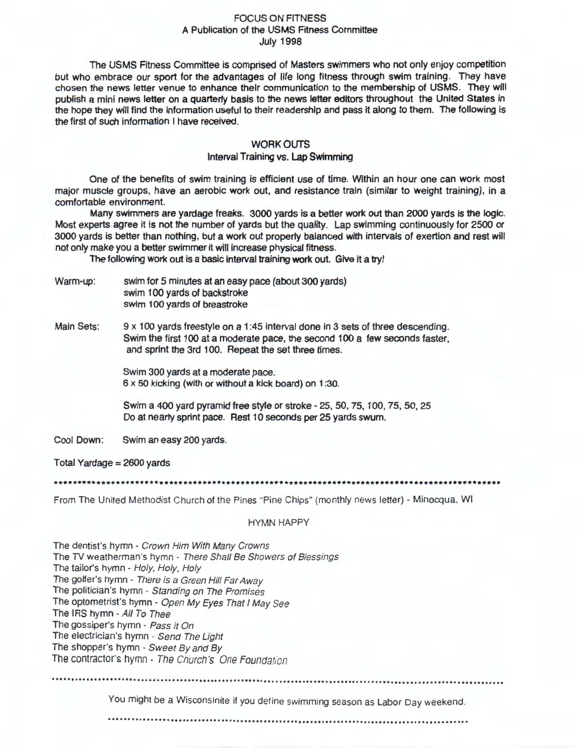# FOCUS ON FITNESS

A Publication of the USMS Fitness Committee
July 1998

The USMS Fitness Committee is comprised of Masters swimmers who not only enjoy competition but who embrace our sport for the advantages of life long fitness through swim training. They have chosen the news letter venue to enhance their communication to the membership of USMS. They will publish a mini news letter on a quarterly basis to the news letter editors throughout the United States in the hope they will find the information useful to their readership and pass it along to them. The following is the first of such information I have received.

## WORK OUTS

### Interval Training vs. Lap Swimming

One of the benefits of swim training is efficient use of time. Within an hour one can work most major muscle groups, have an aerobic work out, and resistance train (similar to weight training), in a comfortable environment.

Many swimmers are yardage freaks. 3000 yards is a better work out than 2000 yards is the logic. Most experts agree it is not the number of yards but the quality. Lap swimming continuously for 2500 or 3000 yards is better than nothing, but a work out properly balanced with intervals of exertion and rest will not only make you a better swimmer it will increase physical fitness.

The following work out is a basic interval training work out. Give it a try!

Warm-up:
- swim for 5 minutes at an easy pace (about 300 yards)
- swim 100 yards of backstroke
- swim 100 yards of breastroke

Main Sets:

9 x 100 yards freestyle on a 1:45 interval done in 3 sets of three descending. Swim the first 100 at a moderate pace, the second 100 a few seconds faster, and sprint the 3rd 100. Repeat the set three times.

Swim 300 yards at a moderate pace.
6 x 50 kicking (with or without a kick board) on 1:30.

Swim a 400 yard pyramid free style or stroke - 25, 50, 75, 100, 75, 50, 25
Do at nearly sprint pace. Rest 10 seconds per 25 yards swum.

Cool Down: Swim an easy 200 yards.

Total Yardage = 2600 yards

---

From The United Methodist Church of the Pines "Pine Chips" (monthly news letter) - Minocqua, WI

## HYMN HAPPY

The dentist's hymn - *Crown Him With Many Crowns*
The TV weatherman's hymn - *There Shall Be Showers of Blessings*
The tailor's hymn - *Holy, Holy, Holy*
The golfer's hymn - *There is a Green Hill Far Away*
The politician's hymn - *Standing on The Promises*
The optometrist's hymn - *Open My Eyes That I May See*
The IRS hymn - *All To Thee*
The gossiper's hymn - *Pass it On*
The electrician's hymn - *Send The Light*
The shopper's hymn - *Sweet By and By*
The contractor's hymn - *The Church's One Foundation*

---

You might be a Wisconsinite if you define swimming season as Labor Day weekend.

---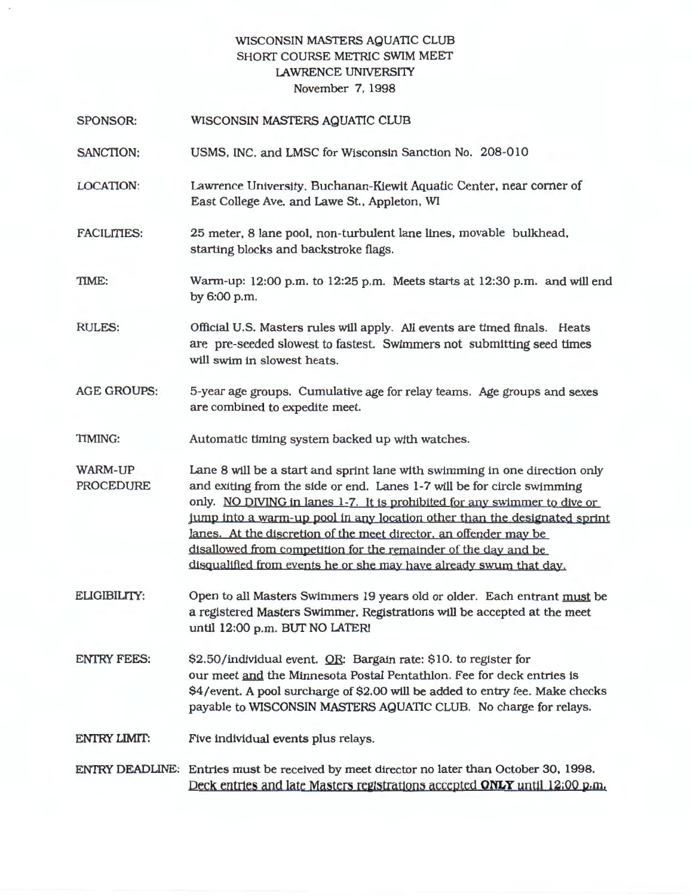# WISCONSIN MASTERS AQUATIC CLUB
## SHORT COURSE METRIC SWIM MEET
## LAWRENCE UNIVERSITY
November 7, 1998

**SPONSOR:** WISCONSIN MASTERS AQUATIC CLUB

**SANCTION:** USMS, INC. and LMSC for Wisconsin Sanction No. 208-010

**LOCATION:** Lawrence University, Buchanan-Kiewit Aquatic Center, near corner of East College Ave. and Lawe St., Appleton, WI

**FACILITIES:** 25 meter, 8 lane pool, non-turbulent lane lines, movable bulkhead, starting blocks and backstroke flags.

**TIME:** Warm-up: 12:00 p.m. to 12:25 p.m. Meets starts at 12:30 p.m. and will end by 6:00 p.m.

**RULES:** Official U.S. Masters rules will apply. All events are timed finals. Heats are pre-seeded slowest to fastest. Swimmers not submitting seed times will swim in slowest heats.

**AGE GROUPS:** 5-year age groups. Cumulative age for relay teams. Age groups and sexes are combined to expedite meet.

**TIMING:** Automatic timing system backed up with watches.

**WARM-UP PROCEDURE:** Lane 8 will be a start and sprint lane with swimming in one direction only and exiting from the side or end. Lanes 1-7 will be for circle swimming only. <u>NO DIVING in lanes 1-7. It is prohibited for any swimmer to dive or jump into a warm-up pool in any location other than the designated sprint lanes. At the discretion of the meet director, an offender may be disallowed from competition for the remainder of the day and be disqualified from events he or she may have already swum that day.</u>

**ELIGIBILITY:** Open to all Masters Swimmers 19 years old or older. Each entrant <u>must</u> be a registered Masters Swimmer. Registrations will be accepted at the meet until 12:00 p.m. BUT NO LATER!

**ENTRY FEES:** $2.50/individual event. <u>OR</u>: Bargain rate: $10. to register for our meet <u>and</u> the Minnesota Postal Pentathlon. Fee for deck entries is $4/event. A pool surcharge of $2.00 will be added to entry fee. Make checks payable to WISCONSIN MASTERS AQUATIC CLUB. No charge for relays.

**ENTRY LIMIT:** Five individual events plus relays.

**ENTRY DEADLINE:** Entries must be received by meet director no later than October 30, 1998. <u>Deck entries and late Masters registrations accepted **ONLY** until 12:00 p.m.</u>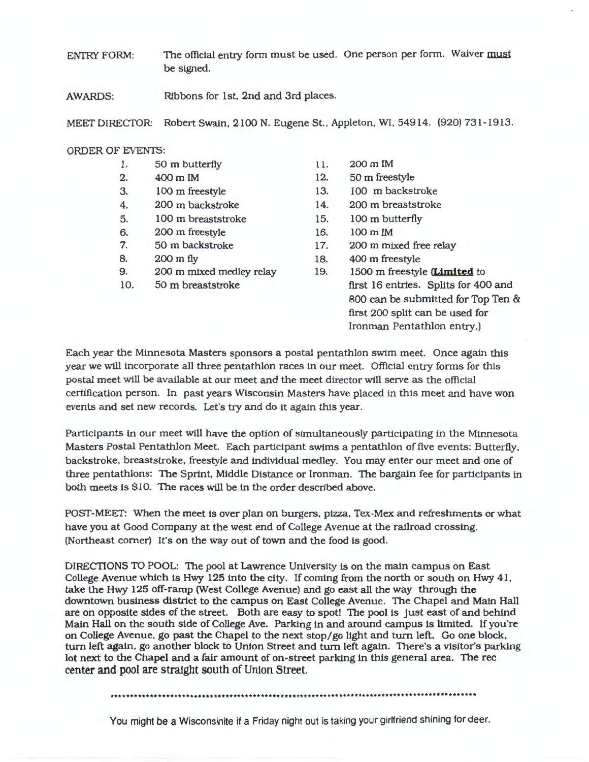ENTRY FORM: The official entry form must be used. One person per form. Waiver must be signed.

AWARDS: Ribbons for 1st, 2nd and 3rd places.

MEET DIRECTOR: Robert Swain, 2100 N. Eugene St., Appleton, WI, 54914. (920) 731-1913.

ORDER OF EVENTS:

1. 50 m butterfly
2. 400 m IM
3. 100 m freestyle
4. 200 m backstroke
5. 100 m breaststroke
6. 200 m freestyle
7. 50 m backstroke
8. 200 m fly
9. 200 m mixed medley relay
10. 50 m breaststroke
11. 200 m IM
12. 50 m freestyle
13. 100 m backstroke
14. 200 m breaststroke
15. 100 m butterfly
16. 100 m IM
17. 200 m mixed free relay
18. 400 m freestyle
19. 1500 m freestyle (**Limited** to first 16 entries. Splits for 400 and 800 can be submitted for Top Ten & first 200 split can be used for Ironman Pentathlon entry.)

Each year the Minnesota Masters sponsors a postal pentathlon swim meet. Once again this year we will incorporate all three pentathlon races in our meet. Official entry forms for this postal meet will be available at our meet and the meet director will serve as the official certification person. In past years Wisconsin Masters have placed in this meet and have won events and set new records. Let's try and do it again this year.

Participants in our meet will have the option of simultaneously participating in the Minnesota Masters Postal Pentathlon Meet. Each participant swims a pentathlon of five events: Butterfly, backstroke, breaststroke, freestyle and individual medley. You may enter our meet and one of three pentathlons: The Sprint, Middle Distance or Ironman. The bargain fee for participants in both meets is $10. The races will be in the order described above.

POST-MEET: When the meet is over plan on burgers, pizza, Tex-Mex and refreshments or what have you at Good Company at the west end of College Avenue at the railroad crossing. (Northeast corner) It's on the way out of town and the food is good.

DIRECTIONS TO POOL: The pool at Lawrence University is on the main campus on East College Avenue which is Hwy 125 into the city. If coming from the north or south on Hwy 41, take the Hwy 125 off-ramp (West College Avenue) and go east all the way through the downtown business district to the campus on East College Avenue. The Chapel and Main Hall are on opposite sides of the street. Both are easy to spot! The pool is just east of and behind Main Hall on the south side of College Ave. Parking in and around campus is limited. If you're on College Avenue, go past the Chapel to the next stop/go light and turn left. Go one block, turn left again, go another block to Union Street and turn left again. There's a visitor's parking lot next to the Chapel and a fair amount of on-street parking in this general area. The rec center and pool are straight south of Union Street.

\*\*\*\*\*\*\*\*\*\*\*\*\*\*\*\*\*\*\*\*\*\*\*\*\*\*\*\*\*\*\*\*\*\*\*\*\*\*\*\*\*\*\*\*\*\*\*\*\*\*\*\*\*\*\*\*\*\*\*\*\*\*\*\*\*\*\*\*\*\*\*\*\*\*\*\*\*\*\*\*\*\*\*\*\*\*\*\*\*\*

You might be a Wisconsinite if a Friday night out is taking your girlfriend shining for deer.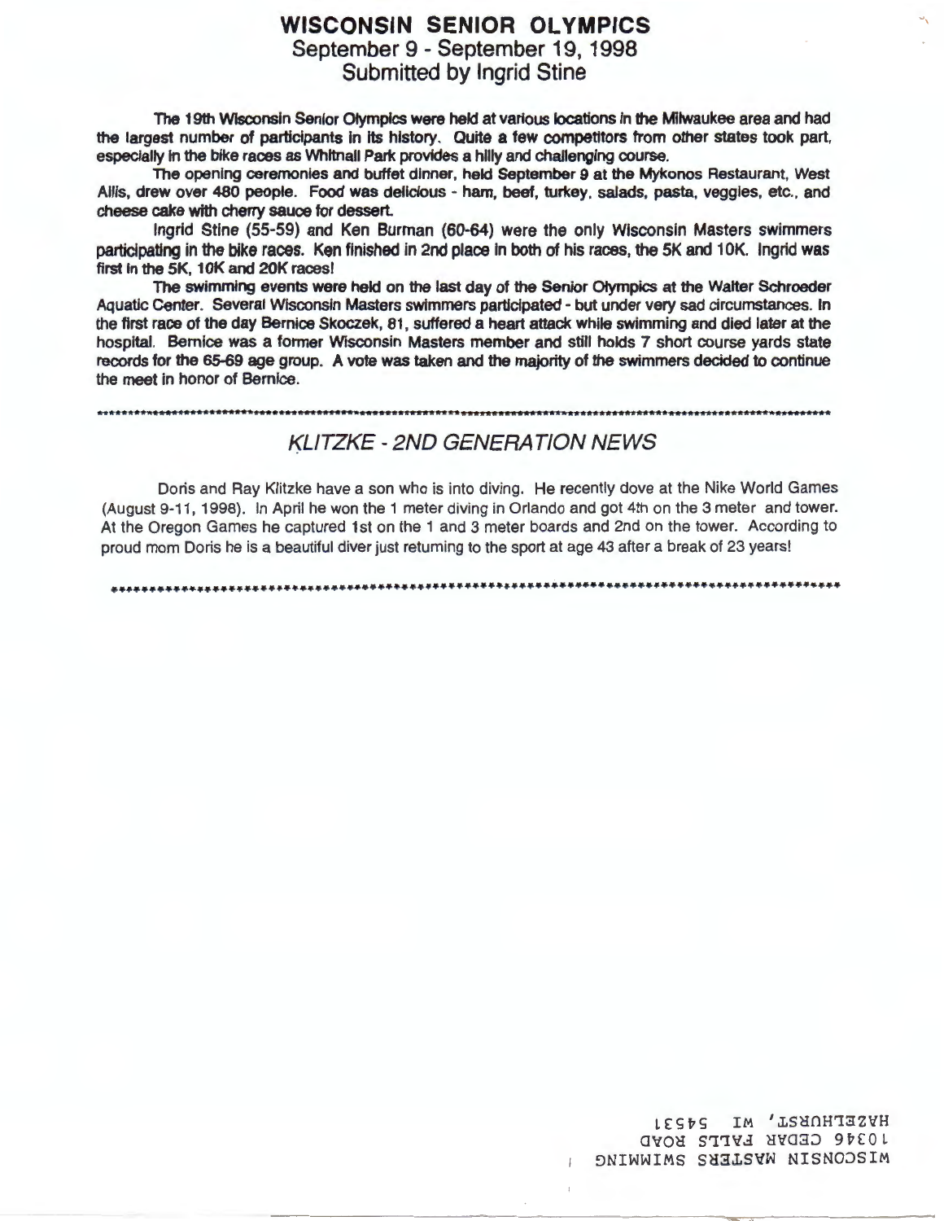# WISCONSIN SENIOR OLYMPICS
## September 9 - September 19, 1998
## Submitted by Ingrid Stine

The 19th Wisconsin Senior Olympics were held at various locations in the Milwaukee area and had the largest number of participants in its history. Quite a few competitors from other states took part, especially in the bike races as Whitnall Park provides a hilly and challenging course.

The opening ceremonies and buffet dinner, held September 9 at the Mykonos Restaurant, West Allis, drew over 480 people. Food was delicious - ham, beef, turkey, salads, pasta, veggies, etc., and cheese cake with cherry sauce for dessert.

Ingrid Stine (55-59) and Ken Burman (60-64) were the only Wisconsin Masters swimmers participating in the bike races. Ken finished in 2nd place in both of his races, the 5K and 10K. Ingrid was first in the 5K, 10K and 20K races!

The swimming events were held on the last day of the Senior Olympics at the Walter Schroeder Aquatic Center. Several Wisconsin Masters swimmers participated - but under very sad circumstances. In the first race of the day Bernice Skoczek, 81, suffered a heart attack while swimming and died later at the hospital. Bernice was a former Wisconsin Masters member and still holds 7 short course yards state records for the 65-69 age group. A vote was taken and the majority of the swimmers decided to continue the meet in honor of Bernice.

*******************************************************************************************

## *KLITZKE - 2ND GENERATION NEWS*

Doris and Ray Klitzke have a son who is into diving. He recently dove at the Nike World Games (August 9-11, 1998). In April he won the 1 meter diving in Orlando and got 4th on the 3 meter and tower. At the Oregon Games he captured 1st on the 1 and 3 meter boards and 2nd on the tower. According to proud mom Doris he is a beautiful diver just returning to the sport at age 43 after a break of 23 years!

*******************************************************************************************

WISCONSIN MASTERS SWIMMING
10346 CEDAR FALLS ROAD
HAZELHURST, WI 54531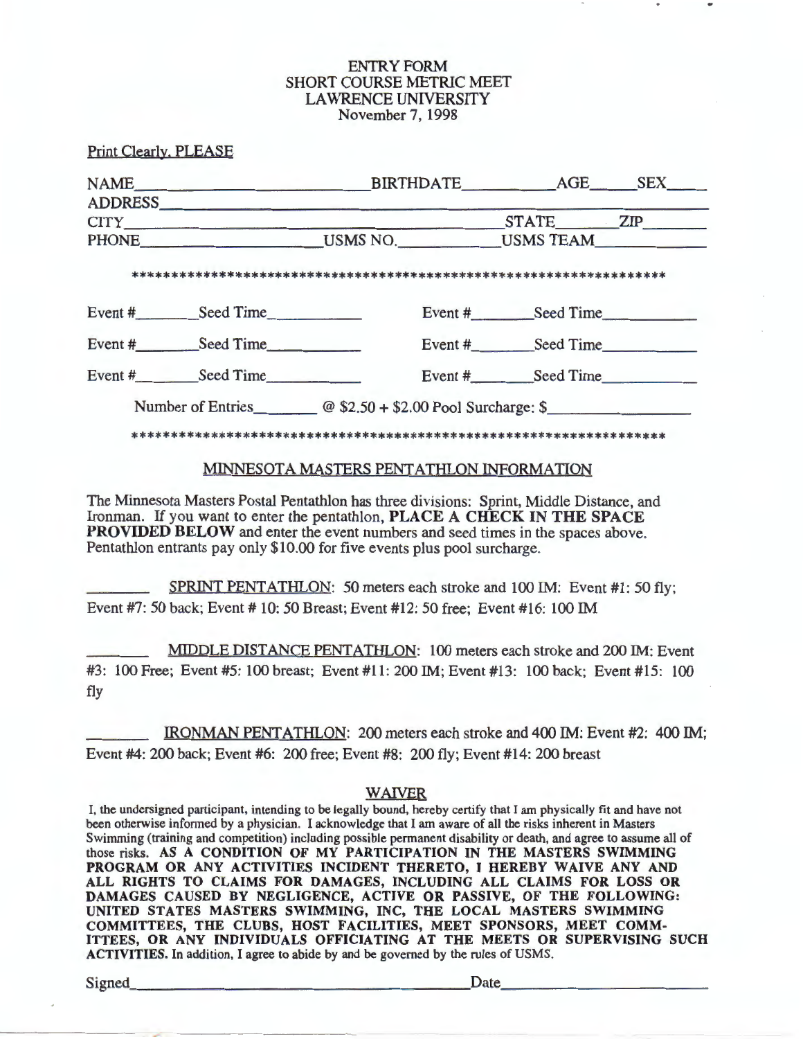ENTRY FORM
SHORT COURSE METRIC MEET
LAWRENCE UNIVERSITY
November 7, 1998

Print Clearly, PLEASE

NAME\_\_\_\_\_\_\_\_\_\_\_\_\_\_\_\_\_\_\_\_ BIRTHDATE\_\_\_\_\_\_\_\_\_\_ AGE\_\_\_\_\_ SEX\_\_\_\_\_
ADDRESS\_\_\_\_\_\_\_\_\_\_\_\_\_\_\_\_\_\_\_\_\_\_\_\_\_\_\_\_\_\_\_\_\_\_\_\_\_\_\_\_\_\_\_\_
CITY\_\_\_\_\_\_\_\_\_\_\_\_\_\_\_\_\_\_\_\_\_\_\_\_\_\_\_\_\_\_ STATE\_\_\_\_\_\_\_\_ ZIP\_\_\_\_\_\_\_\_
PHONE\_\_\_\_\_\_\_\_\_\_\_\_\_\_\_\_\_\_ USMS NO.\_\_\_\_\_\_\_\_\_\_\_\_ USMS TEAM\_\_\_\_\_\_\_\_\_\_\_\_

\*\*\*\*\*\*\*\*\*\*\*\*\*\*\*\*\*\*\*\*\*\*\*\*\*\*\*\*\*\*\*\*\*\*\*\*\*\*\*\*\*\*\*\*\*\*\*\*\*\*\*\*\*\*\*\*\*\*\*\*\*\*\*\*\*\*

Event #\_\_\_\_\_\_\_\_ Seed Time\_\_\_\_\_\_\_\_\_\_\_\_ Event #\_\_\_\_\_\_\_\_ Seed Time\_\_\_\_\_\_\_\_\_\_\_\_

Event #\_\_\_\_\_\_\_\_ Seed Time\_\_\_\_\_\_\_\_\_\_\_\_ Event #\_\_\_\_\_\_\_\_ Seed Time\_\_\_\_\_\_\_\_\_\_\_\_

Event #\_\_\_\_\_\_\_\_ Seed Time\_\_\_\_\_\_\_\_\_\_\_\_ Event #\_\_\_\_\_\_\_\_ Seed Time\_\_\_\_\_\_\_\_\_\_\_\_

Number of Entries\_\_\_\_\_\_\_\_ @ $2.50 + $2.00 Pool Surcharge: $\_\_\_\_\_\_\_\_\_\_\_\_\_\_\_\_

\*\*\*\*\*\*\*\*\*\*\*\*\*\*\*\*\*\*\*\*\*\*\*\*\*\*\*\*\*\*\*\*\*\*\*\*\*\*\*\*\*\*\*\*\*\*\*\*\*\*\*\*\*\*\*\*\*\*\*\*\*\*\*\*\*\*

## MINNESOTA MASTERS PENTATHLON INFORMATION

The Minnesota Masters Postal Pentathlon has three divisions: Sprint, Middle Distance, and Ironman. If you want to enter the pentathlon, **PLACE A CHECK IN THE SPACE PROVIDED BELOW** and enter the event numbers and seed times in the spaces above. Pentathlon entrants pay only $10.00 for five events plus pool surcharge.

\_\_\_\_\_\_\_\_ SPRINT PENTATHLON: 50 meters each stroke and 100 IM: Event #1: 50 fly; Event #7: 50 back; Event # 10: 50 Breast; Event #12: 50 free; Event #16: 100 IM

\_\_\_\_\_\_\_\_ MIDDLE DISTANCE PENTATHLON: 100 meters each stroke and 200 IM: Event #3: 100 Free; Event #5: 100 breast; Event #11: 200 IM; Event #13: 100 back; Event #15: 100 fly

\_\_\_\_\_\_\_\_ IRONMAN PENTATHLON: 200 meters each stroke and 400 IM: Event #2: 400 IM; Event #4: 200 back; Event #6: 200 free; Event #8: 200 fly; Event #14: 200 breast

## WAIVER

I, the undersigned participant, intending to be legally bound, hereby certify that I am physically fit and have not been otherwise informed by a physician. I acknowledge that I am aware of all the risks inherent in Masters Swimming (training and competition) including possible permanent disability or death, and agree to assume all of those risks. **AS A CONDITION OF MY PARTICIPATION IN THE MASTERS SWIMMING PROGRAM OR ANY ACTIVITIES INCIDENT THERETO, I HEREBY WAIVE ANY AND ALL RIGHTS TO CLAIMS FOR DAMAGES, INCLUDING ALL CLAIMS FOR LOSS OR DAMAGES CAUSED BY NEGLIGENCE, ACTIVE OR PASSIVE, OF THE FOLLOWING: UNITED STATES MASTERS SWIMMING, INC, THE LOCAL MASTERS SWIMMING COMMITTEES, THE CLUBS, HOST FACILITIES, MEET SPONSORS, MEET COMMITTEES, OR ANY INDIVIDUALS OFFICIATING AT THE MEETS OR SUPERVISING SUCH ACTIVITIES.** In addition, I agree to abide by and be governed by the rules of USMS.

Signed\_\_\_\_\_\_\_\_\_\_\_\_\_\_\_\_\_\_\_\_\_\_\_\_\_\_\_\_\_\_\_\_\_\_\_\_ Date\_\_\_\_\_\_\_\_\_\_\_\_\_\_\_\_\_\_\_\_\_\_